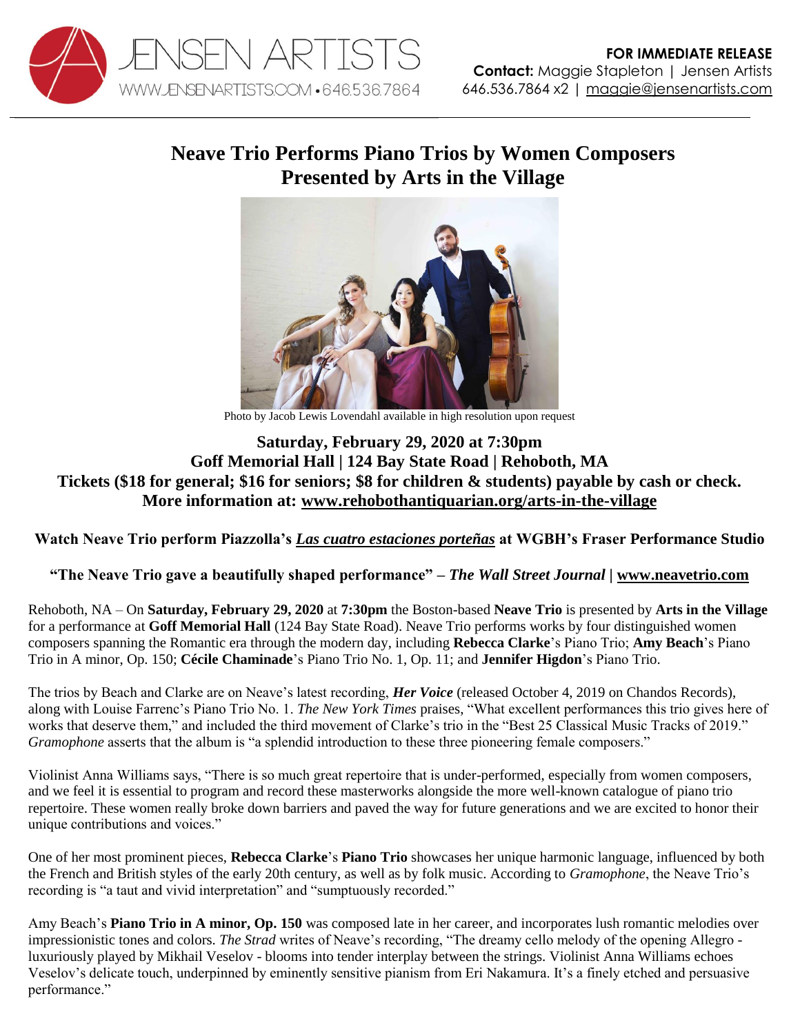JENSEN ARTISTS
WWW.JENSENARTISTS.COM • 646.536.7864

**FOR IMMEDIATE RELEASE**
**Contact:** Maggie Stapleton | Jensen Artists
646.536.7864 x2 | maggie@jensenartists.com

# Neave Trio Performs Piano Trios by Women Composers Presented by Arts in the Village

Photo by Jacob Lewis Lovendahl available in high resolution upon request

**Saturday, February 29, 2020 at 7:30pm**
**Goff Memorial Hall | 124 Bay State Road | Rehoboth, MA**
**Tickets ($18 for general; $16 for seniors; $8 for children & students) payable by cash or check.**
**More information at: www.rehobothantiquarian.org/arts-in-the-village**

**Watch Neave Trio perform Piazzolla's *Las cuatro estaciones porteñas* at WGBH's Fraser Performance Studio**

**"The Neave Trio gave a beautifully shaped performance" – *The Wall Street Journal* | www.neavetrio.com**

Rehoboth, NA – On **Saturday, February 29, 2020** at **7:30pm** the Boston-based **Neave Trio** is presented by **Arts in the Village** for a performance at **Goff Memorial Hall** (124 Bay State Road). Neave Trio performs works by four distinguished women composers spanning the Romantic era through the modern day, including **Rebecca Clarke**'s Piano Trio; **Amy Beach**'s Piano Trio in A minor, Op. 150; **Cécile Chaminade**'s Piano Trio No. 1, Op. 11; and **Jennifer Higdon**'s Piano Trio.

The trios by Beach and Clarke are on Neave's latest recording, ***Her Voice*** (released October 4, 2019 on Chandos Records), along with Louise Farrenc's Piano Trio No. 1. *The New York Times* praises, "What excellent performances this trio gives here of works that deserve them," and included the third movement of Clarke's trio in the "Best 25 Classical Music Tracks of 2019." *Gramophone* asserts that the album is "a splendid introduction to these three pioneering female composers."

Violinist Anna Williams says, "There is so much great repertoire that is under-performed, especially from women composers, and we feel it is essential to program and record these masterworks alongside the more well-known catalogue of piano trio repertoire. These women really broke down barriers and paved the way for future generations and we are excited to honor their unique contributions and voices."

One of her most prominent pieces, **Rebecca Clarke**'s **Piano Trio** showcases her unique harmonic language, influenced by both the French and British styles of the early 20th century, as well as by folk music. According to *Gramophone*, the Neave Trio's recording is "a taut and vivid interpretation" and "sumptuously recorded."

Amy Beach's **Piano Trio in A minor, Op. 150** was composed late in her career, and incorporates lush romantic melodies over impressionistic tones and colors. *The Strad* writes of Neave's recording, "The dreamy cello melody of the opening Allegro - luxuriously played by Mikhail Veselov - blooms into tender interplay between the strings. Violinist Anna Williams echoes Veselov's delicate touch, underpinned by eminently sensitive pianism from Eri Nakamura. It's a finely etched and persuasive performance."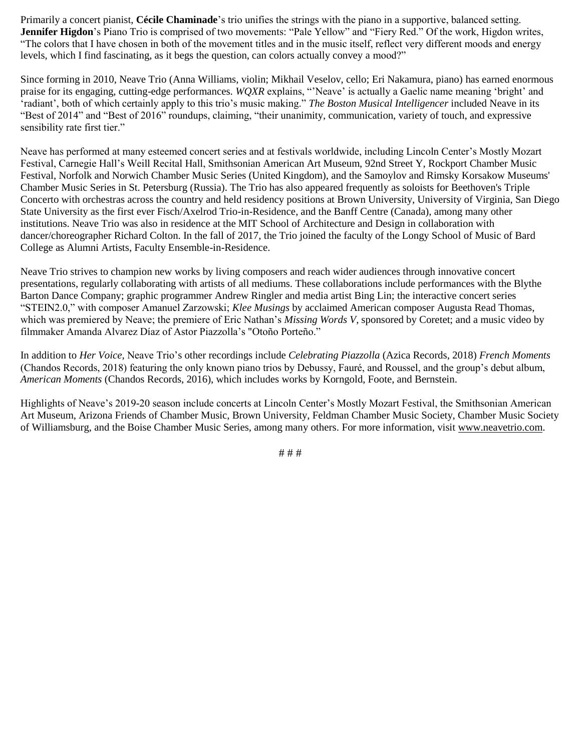Primarily a concert pianist, **Cécile Chaminade**'s trio unifies the strings with the piano in a supportive, balanced setting. **Jennifer Higdon**'s Piano Trio is comprised of two movements: "Pale Yellow" and "Fiery Red." Of the work, Higdon writes, "The colors that I have chosen in both of the movement titles and in the music itself, reflect very different moods and energy levels, which I find fascinating, as it begs the question, can colors actually convey a mood?"

Since forming in 2010, Neave Trio (Anna Williams, violin; Mikhail Veselov, cello; Eri Nakamura, piano) has earned enormous praise for its engaging, cutting-edge performances. *WQXR* explains, "'Neave' is actually a Gaelic name meaning 'bright' and 'radiant', both of which certainly apply to this trio's music making." *The Boston Musical Intelligencer* included Neave in its "Best of 2014" and "Best of 2016" roundups, claiming, "their unanimity, communication, variety of touch, and expressive sensibility rate first tier."

Neave has performed at many esteemed concert series and at festivals worldwide, including Lincoln Center's Mostly Mozart Festival, Carnegie Hall's Weill Recital Hall, Smithsonian American Art Museum, 92nd Street Y, Rockport Chamber Music Festival, Norfolk and Norwich Chamber Music Series (United Kingdom), and the Samoylov and Rimsky Korsakow Museums' Chamber Music Series in St. Petersburg (Russia). The Trio has also appeared frequently as soloists for Beethoven's Triple Concerto with orchestras across the country and held residency positions at Brown University, University of Virginia, San Diego State University as the first ever Fisch/Axelrod Trio-in-Residence, and the Banff Centre (Canada), among many other institutions. Neave Trio was also in residence at the MIT School of Architecture and Design in collaboration with dancer/choreographer Richard Colton. In the fall of 2017, the Trio joined the faculty of the Longy School of Music of Bard College as Alumni Artists, Faculty Ensemble-in-Residence.

Neave Trio strives to champion new works by living composers and reach wider audiences through innovative concert presentations, regularly collaborating with artists of all mediums. These collaborations include performances with the Blythe Barton Dance Company; graphic programmer Andrew Ringler and media artist Bing Lin; the interactive concert series "STEIN2.0," with composer Amanuel Zarzowski; *Klee Musings* by acclaimed American composer Augusta Read Thomas, which was premiered by Neave; the premiere of Eric Nathan's *Missing Words V*, sponsored by Coretet; and a music video by filmmaker Amanda Alvarez Díaz of Astor Piazzolla's "Otoño Porteño."

In addition to *Her Voice*, Neave Trio's other recordings include *Celebrating Piazzolla* (Azica Records, 2018) *French Moments* (Chandos Records, 2018) featuring the only known piano trios by Debussy, Fauré, and Roussel, and the group's debut album, *American Moments* (Chandos Records, 2016), which includes works by Korngold, Foote, and Bernstein.

Highlights of Neave's 2019-20 season include concerts at Lincoln Center's Mostly Mozart Festival, the Smithsonian American Art Museum, Arizona Friends of Chamber Music, Brown University, Feldman Chamber Music Society, Chamber Music Society of Williamsburg, and the Boise Chamber Music Series, among many others. For more information, visit www.neavetrio.com.

# # #